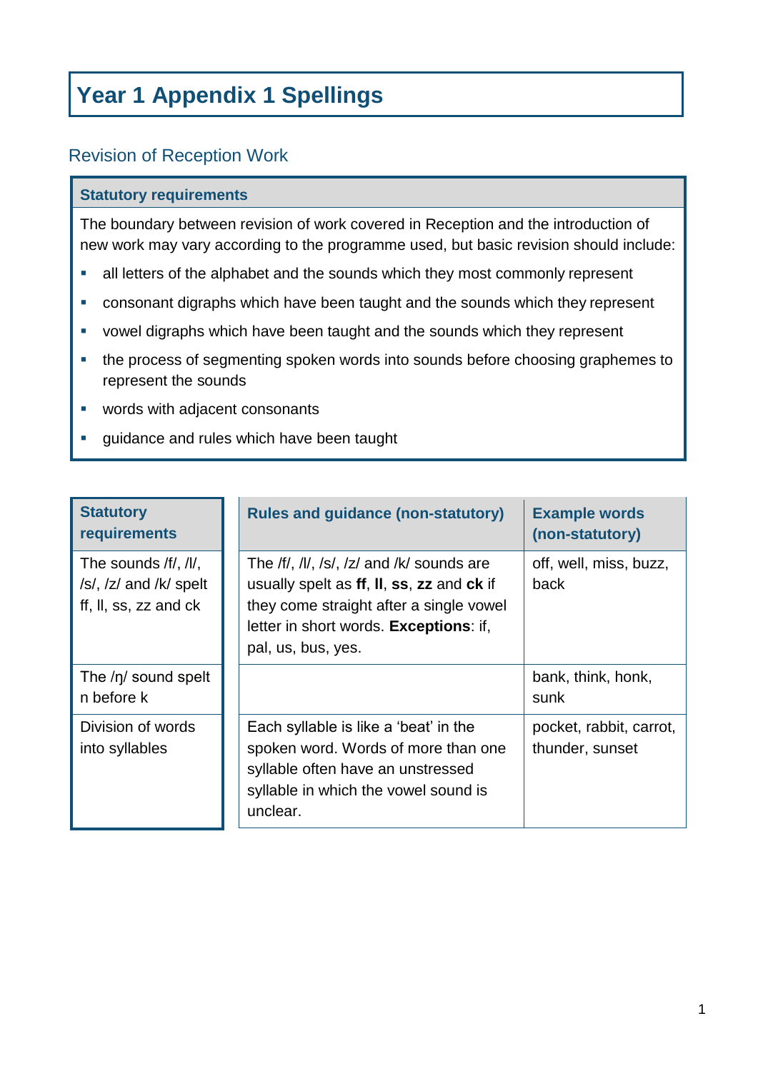# Year 1 Appendix 1 Spellings

## Revision of Reception Work

| Statutory requirements |
|---|
| The boundary between revision of work covered in Reception and the introduction of new work may vary according to the programme used, but basic revision should include:<br>▪ all letters of the alphabet and the sounds which they most commonly represent<br>▪ consonant digraphs which have been taught and the sounds which they represent<br>▪ vowel digraphs which have been taught and the sounds which they represent<br>▪ the process of segmenting spoken words into sounds before choosing graphemes to represent the sounds<br>▪ words with adjacent consonants<br>▪ guidance and rules which have been taught |

| Statutory requirements | Rules and guidance (non-statutory) | Example words (non-statutory) |
|---|---|---|
| The sounds /f/, /l/, /s/, /z/ and /k/ spelt ff, ll, ss, zz and ck | The /f/, /l/, /s/, /z/ and /k/ sounds are usually spelt as **ff**, **ll**, **ss**, **zz** and **ck** if they come straight after a single vowel letter in short words. **Exceptions**: if, pal, us, bus, yes. | off, well, miss, buzz, back |
| The /ŋ/ sound spelt n before k | | bank, think, honk, sunk |
| Division of words into syllables | Each syllable is like a 'beat' in the spoken word. Words of more than one syllable often have an unstressed syllable in which the vowel sound is unclear. | pocket, rabbit, carrot, thunder, sunset |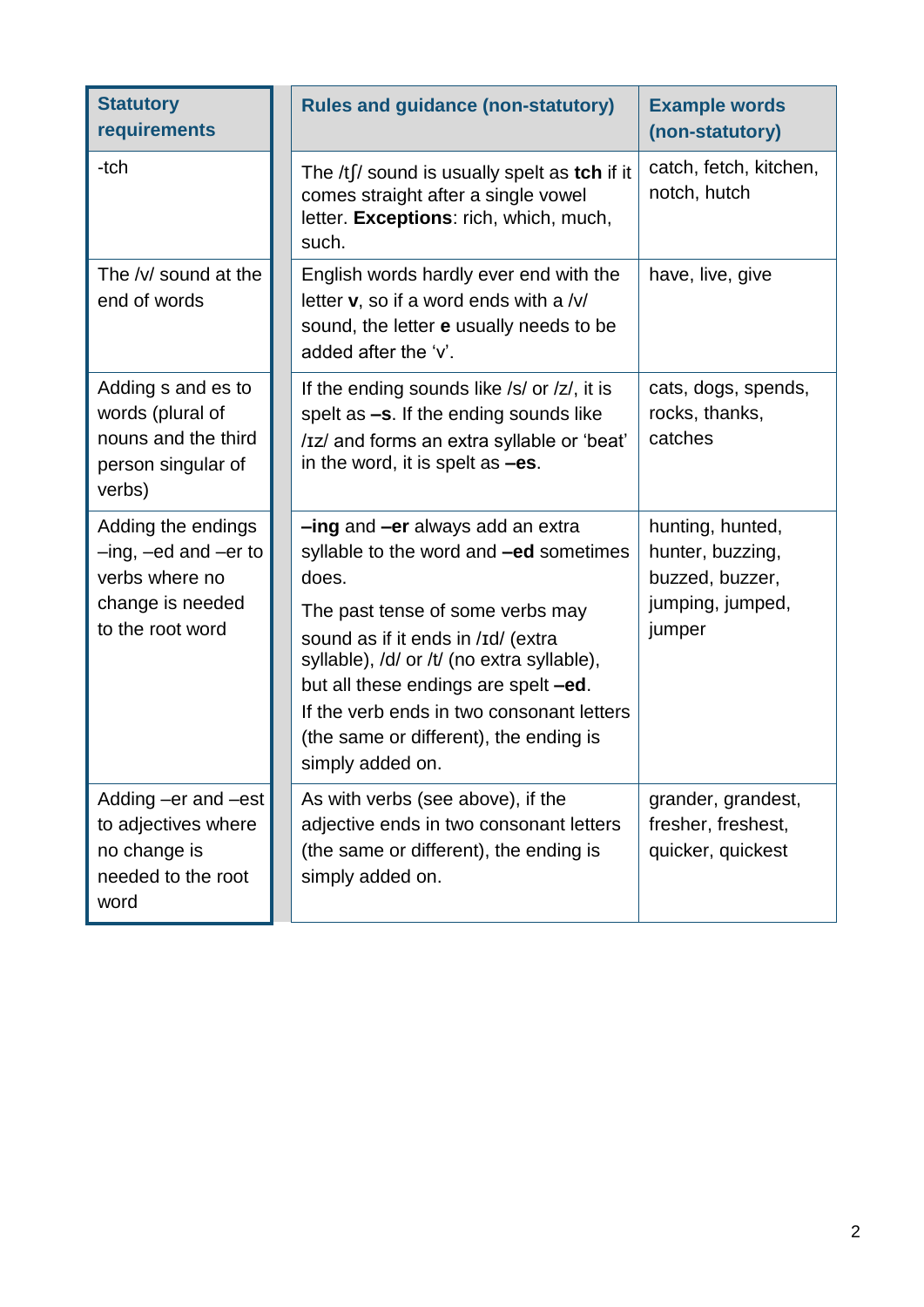| Statutory requirements | Rules and guidance (non-statutory) | Example words (non-statutory) |
| --- | --- | --- |
| -tch | The /tʃ/ sound is usually spelt as **tch** if it comes straight after a single vowel letter. **Exceptions**: rich, which, much, such. | catch, fetch, kitchen, notch, hutch |
| The /v/ sound at the end of words | English words hardly ever end with the letter **v**, so if a word ends with a /v/ sound, the letter **e** usually needs to be added after the 'v'. | have, live, give |
| Adding s and es to words (plural of nouns and the third person singular of verbs) | If the ending sounds like /s/ or /z/, it is spelt as **–s**. If the ending sounds like /ɪz/ and forms an extra syllable or 'beat' in the word, it is spelt as **–es**. | cats, dogs, spends, rocks, thanks, catches |
| Adding the endings –ing, –ed and –er to verbs where no change is needed to the root word | **–ing** and **–er** always add an extra syllable to the word and **–ed** sometimes does.<br><br>The past tense of some verbs may sound as if it ends in /ɪd/ (extra syllable), /d/ or /t/ (no extra syllable), but all these endings are spelt **–ed**.<br>If the verb ends in two consonant letters (the same or different), the ending is simply added on. | hunting, hunted, hunter, buzzing, buzzed, buzzer, jumping, jumped, jumper |
| Adding –er and –est to adjectives where no change is needed to the root word | As with verbs (see above), if the adjective ends in two consonant letters (the same or different), the ending is simply added on. | grander, grandest, fresher, freshest, quicker, quickest |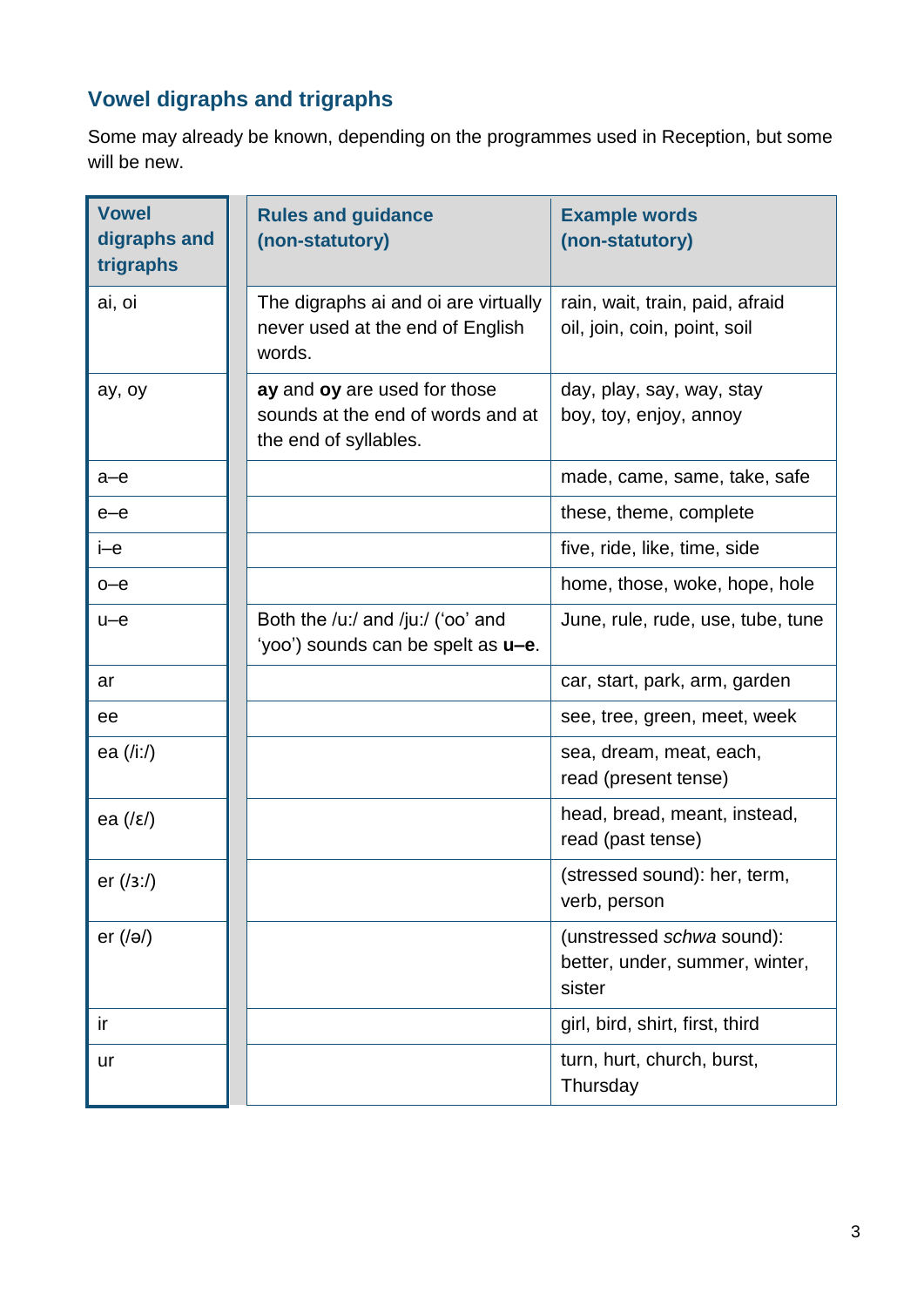## Vowel digraphs and trigraphs

Some may already be known, depending on the programmes used in Reception, but some will be new.

| Vowel digraphs and trigraphs | Rules and guidance (non-statutory) | Example words (non-statutory) |
|---|---|---|
| ai, oi | The digraphs ai and oi are virtually never used at the end of English words. | rain, wait, train, paid, afraid<br>oil, join, coin, point, soil |
| ay, oy | **ay** and **oy** are used for those sounds at the end of words and at the end of syllables. | day, play, say, way, stay<br>boy, toy, enjoy, annoy |
| a–e | | made, came, same, take, safe |
| e–e | | these, theme, complete |
| i–e | | five, ride, like, time, side |
| o–e | | home, those, woke, hope, hole |
| u–e | Both the /uː/ and /juː/ ('oo' and 'yoo') sounds can be spelt as **u–e**. | June, rule, rude, use, tube, tune |
| ar | | car, start, park, arm, garden |
| ee | | see, tree, green, meet, week |
| ea (/iː/) | | sea, dream, meat, each, read (present tense) |
| ea (/ɛ/) | | head, bread, meant, instead, read (past tense) |
| er (/ɜː/) | | (stressed sound): her, term, verb, person |
| er (/ə/) | | (unstressed *schwa* sound): better, under, summer, winter, sister |
| ir | | girl, bird, shirt, first, third |
| ur | | turn, hurt, church, burst, Thursday |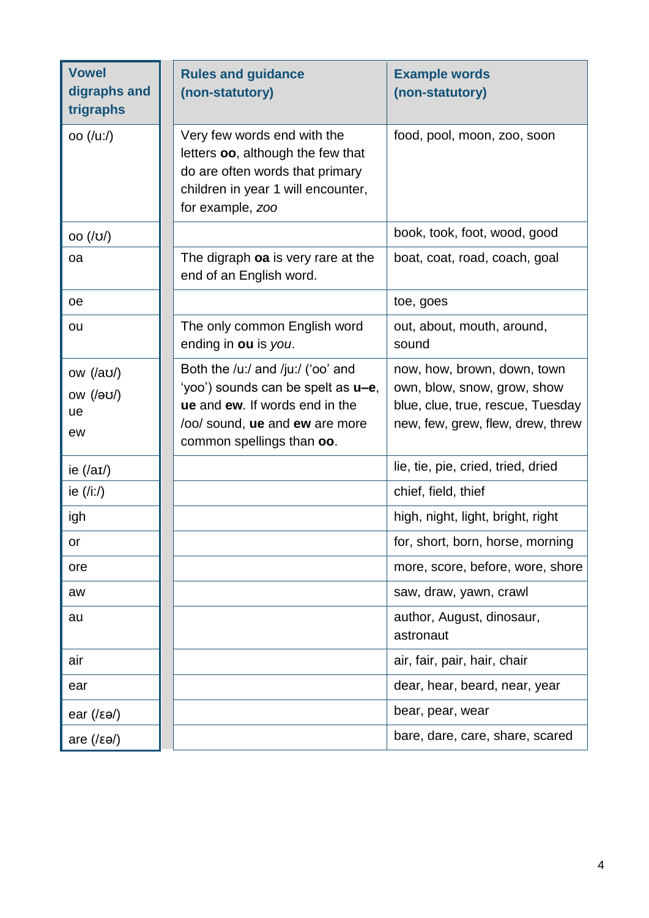| Vowel digraphs and trigraphs | Rules and guidance (non-statutory) | Example words (non-statutory) |
|---|---|---|
| oo (/u:/) | Very few words end with the letters **oo**, although the few that do are often words that primary children in year 1 will encounter, for example, *zoo* | food, pool, moon, zoo, soon |
| oo (/ʊ/) | | book, took, foot, wood, good |
| oa | The digraph **oa** is very rare at the end of an English word. | boat, coat, road, coach, goal |
| oe | | toe, goes |
| ou | The only common English word ending in **ou** is *you*. | out, about, mouth, around, sound |
| ow (/aʊ/)<br>ow (/əʊ/)<br>ue<br>ew | Both the /u:/ and /ju:/ ('oo' and 'yoo') sounds can be spelt as **u–e**, **ue** and **ew**. If words end in the /oo/ sound, **ue** and **ew** are more common spellings than **oo**. | now, how, brown, down, town<br>own, blow, snow, grow, show<br>blue, clue, true, rescue, Tuesday<br>new, few, grew, flew, drew, threw |
| ie (/aɪ/) | | lie, tie, pie, cried, tried, dried |
| ie (/i:/) | | chief, field, thief |
| igh | | high, night, light, bright, right |
| or | | for, short, born, horse, morning |
| ore | | more, score, before, wore, shore |
| aw | | saw, draw, yawn, crawl |
| au | | author, August, dinosaur, astronaut |
| air | | air, fair, pair, hair, chair |
| ear | | dear, hear, beard, near, year |
| ear (/ɛə/) | | bear, pear, wear |
| are (/ɛə/) | | bare, dare, care, share, scared |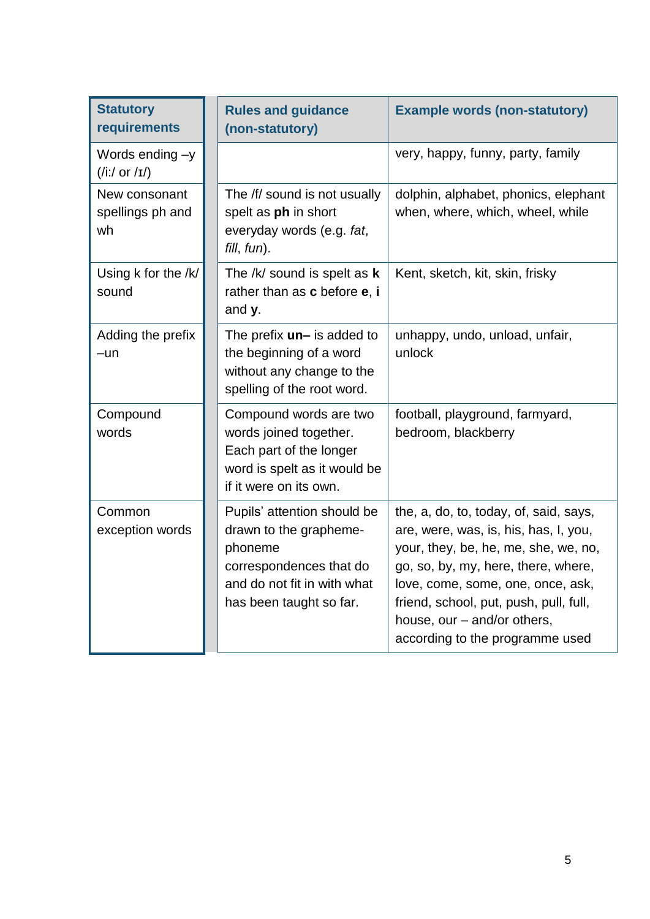| Statutory requirements | Rules and guidance (non-statutory) | Example words (non-statutory) |
|---|---|---|
| Words ending –y (/iː/ or /ɪ/) | | very, happy, funny, party, family |
| New consonant spellings ph and wh | The /f/ sound is not usually spelt as **ph** in short everyday words (e.g. *fat*, *fill*, *fun*). | dolphin, alphabet, phonics, elephant<br>when, where, which, wheel, while |
| Using k for the /k/ sound | The /k/ sound is spelt as **k** rather than as **c** before **e**, **i** and **y**. | Kent, sketch, kit, skin, frisky |
| Adding the prefix –un | The prefix **un–** is added to the beginning of a word without any change to the spelling of the root word. | unhappy, undo, unload, unfair, unlock |
| Compound words | Compound words are two words joined together. Each part of the longer word is spelt as it would be if it were on its own. | football, playground, farmyard, bedroom, blackberry |
| Common exception words | Pupils' attention should be drawn to the grapheme-phoneme correspondences that do and do not fit in with what has been taught so far. | the, a, do, to, today, of, said, says, are, were, was, is, his, has, I, you, your, they, be, he, me, she, we, no, go, so, by, my, here, there, where, love, come, some, one, once, ask, friend, school, put, push, pull, full, house, our – and/or others, according to the programme used |